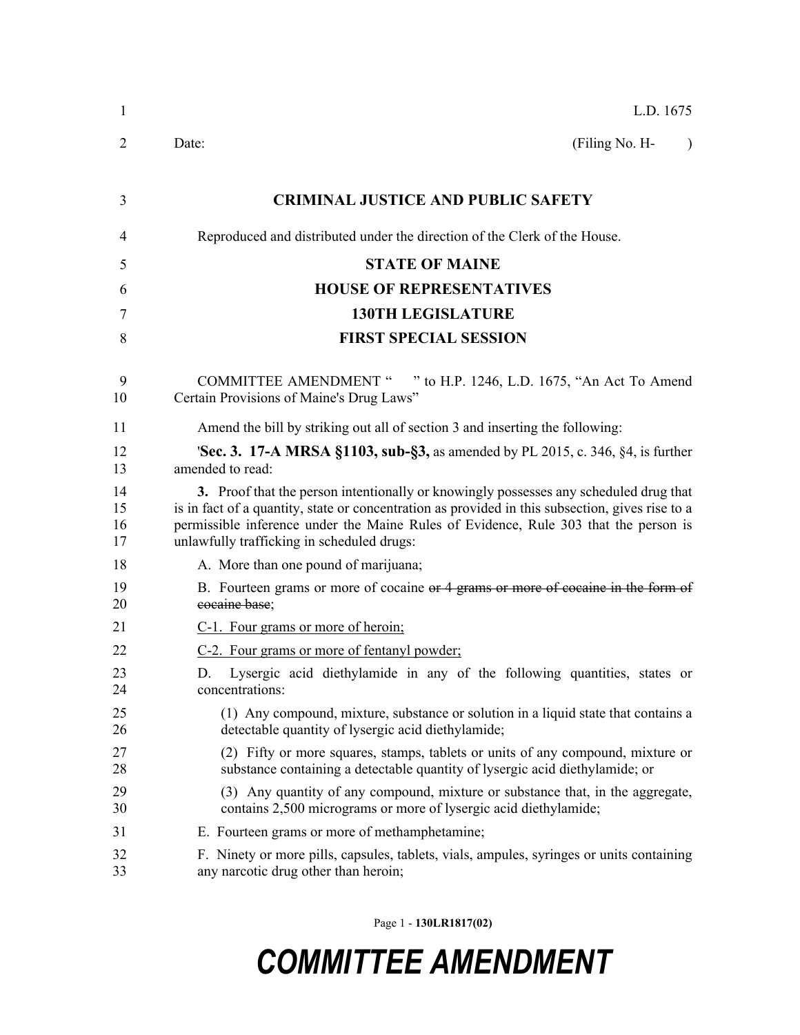L.D. 1675

Date: (Filing No. H- )

**CRIMINAL JUSTICE AND PUBLIC SAFETY**

Reproduced and distributed under the direction of the Clerk of the House.

**STATE OF MAINE**

**HOUSE OF REPRESENTATIVES**

**130TH LEGISLATURE**

**FIRST SPECIAL SESSION**

COMMITTEE AMENDMENT " " to H.P. 1246, L.D. 1675, "An Act To Amend Certain Provisions of Maine's Drug Laws"

Amend the bill by striking out all of section 3 and inserting the following:

'**Sec. 3. 17-A MRSA §1103, sub-§3,** as amended by PL 2015, c. 346, §4, is further amended to read:

**3.** Proof that the person intentionally or knowingly possesses any scheduled drug that is in fact of a quantity, state or concentration as provided in this subsection, gives rise to a permissible inference under the Maine Rules of Evidence, Rule 303 that the person is unlawfully trafficking in scheduled drugs:

A. More than one pound of marijuana;

B. Fourteen grams or more of cocaine ~~or 4 grams or more of cocaine in the form of cocaine base~~;

<u>C-1. Four grams or more of heroin;</u>

<u>C-2. Four grams or more of fentanyl powder;</u>

D. Lysergic acid diethylamide in any of the following quantities, states or concentrations:

(1) Any compound, mixture, substance or solution in a liquid state that contains a detectable quantity of lysergic acid diethylamide;

(2) Fifty or more squares, stamps, tablets or units of any compound, mixture or substance containing a detectable quantity of lysergic acid diethylamide; or

(3) Any quantity of any compound, mixture or substance that, in the aggregate, contains 2,500 micrograms or more of lysergic acid diethylamide;

E. Fourteen grams or more of methamphetamine;

F. Ninety or more pills, capsules, tablets, vials, ampules, syringes or units containing any narcotic drug other than heroin;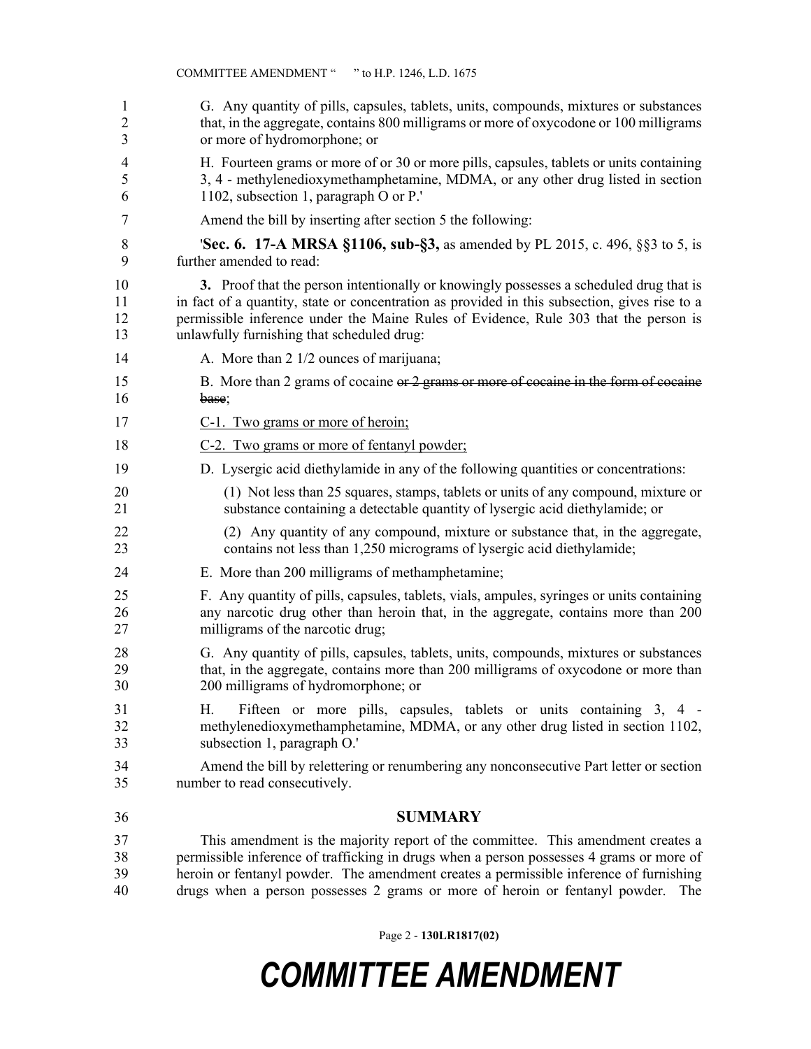G. Any quantity of pills, capsules, tablets, units, compounds, mixtures or substances that, in the aggregate, contains 800 milligrams or more of oxycodone or 100 milligrams or more of hydromorphone; or

H. Fourteen grams or more of or 30 or more pills, capsules, tablets or units containing 3, 4 - methylenedioxymethamphetamine, MDMA, or any other drug listed in section 1102, subsection 1, paragraph O or P.'

Amend the bill by inserting after section 5 the following:

'**Sec. 6. 17-A MRSA §1106, sub-§3,** as amended by PL 2015, c. 496, §§3 to 5, is further amended to read:

**3.** Proof that the person intentionally or knowingly possesses a scheduled drug that is in fact of a quantity, state or concentration as provided in this subsection, gives rise to a permissible inference under the Maine Rules of Evidence, Rule 303 that the person is unlawfully furnishing that scheduled drug:

A. More than 2 1/2 ounces of marijuana;

B. More than 2 grams of cocaine ~~or 2 grams or more of cocaine in the form of cocaine base~~;

<u>C-1. Two grams or more of heroin;</u>

<u>C-2. Two grams or more of fentanyl powder;</u>

D. Lysergic acid diethylamide in any of the following quantities or concentrations:

(1) Not less than 25 squares, stamps, tablets or units of any compound, mixture or substance containing a detectable quantity of lysergic acid diethylamide; or

(2) Any quantity of any compound, mixture or substance that, in the aggregate, contains not less than 1,250 micrograms of lysergic acid diethylamide;

E. More than 200 milligrams of methamphetamine;

F. Any quantity of pills, capsules, tablets, vials, ampules, syringes or units containing any narcotic drug other than heroin that, in the aggregate, contains more than 200 milligrams of the narcotic drug;

G. Any quantity of pills, capsules, tablets, units, compounds, mixtures or substances that, in the aggregate, contains more than 200 milligrams of oxycodone or more than 200 milligrams of hydromorphone; or

H. Fifteen or more pills, capsules, tablets or units containing 3, 4 - methylenedioxymethamphetamine, MDMA, or any other drug listed in section 1102, subsection 1, paragraph O.'

Amend the bill by relettering or renumbering any nonconsecutive Part letter or section number to read consecutively.

## SUMMARY

This amendment is the majority report of the committee. This amendment creates a permissible inference of trafficking in drugs when a person possesses 4 grams or more of heroin or fentanyl powder. The amendment creates a permissible inference of furnishing drugs when a person possesses 2 grams or more of heroin or fentanyl powder. The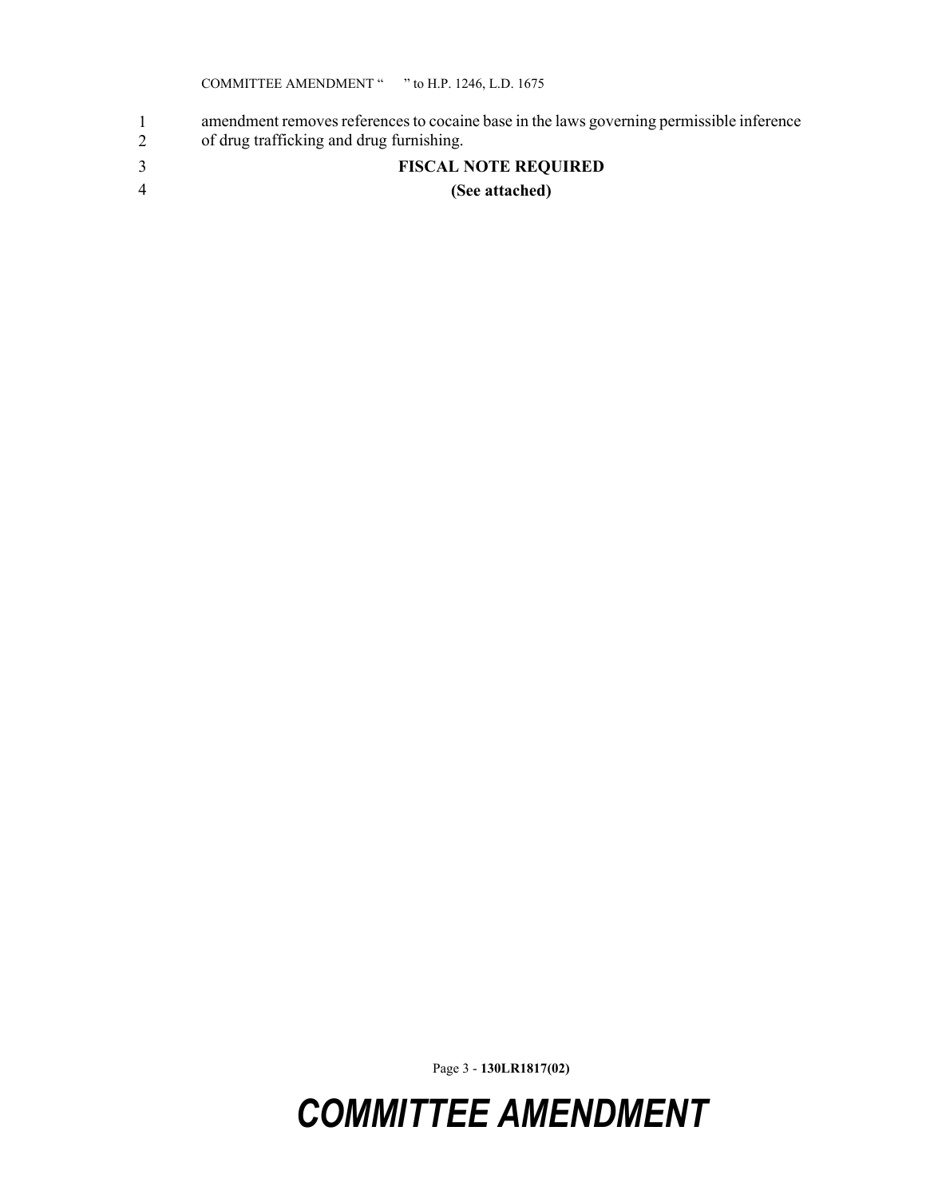amendment removes references to cocaine base in the laws governing permissible inference of drug trafficking and drug furnishing.

**FISCAL NOTE REQUIRED**

**(See attached)**